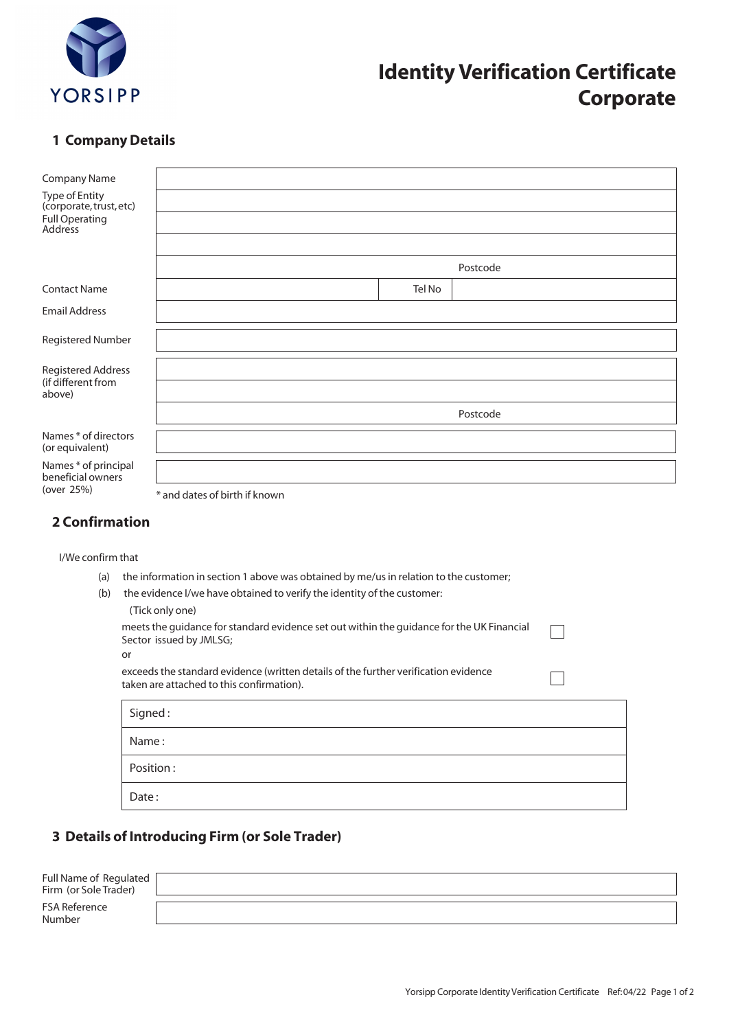YORSIPP

# Identity Verification Certificate Corporate

## 1 Company Details

| | | | |
|---|---|---|---|
| Company Name | | | |
| Type of Entity (corporate, trust, etc) | | | |
| Full Operating Address | | | |
| | | | |
| | Postcode | | |
| Contact Name | | Tel No | |
| Email Address | | | |
| Registered Number | | | |
| Registered Address (if different from above) | | | |
| | | | |
| | Postcode | | |
| Names * of directors (or equivalent) | | | |
| Names * of principal beneficial owners (over 25%) | | | |

* and dates of birth if known

## 2 Confirmation

I/We confirm that

(a) the information in section 1 above was obtained by me/us in relation to the customer;

(b) the evidence I/we have obtained to verify the identity of the customer:

(Tick only one)

meets the guidance for standard evidence set out within the guidance for the UK Financial Sector issued by JMLSG; ☐

or

exceeds the standard evidence (written details of the further verification evidence taken are attached to this confirmation). ☐

| |
|---|
| Signed : |
| Name : |
| Position : |
| Date : |

## 3 Details of Introducing Firm (or Sole Trader)

| | |
|---|---|
| Full Name of Regulated Firm (or Sole Trader) | |
| FSA Reference Number | |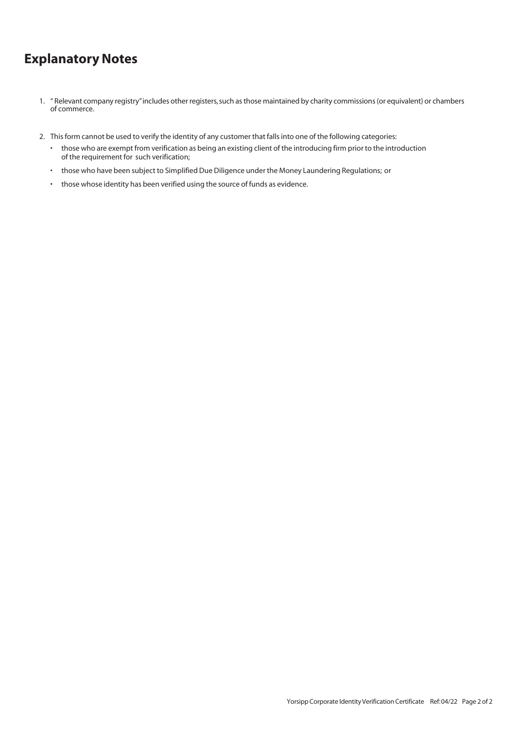# Explanatory Notes

1. " Relevant company registry" includes other registers, such as those maintained by charity commissions (or equivalent) or chambers of commerce.

2. This form cannot be used to verify the identity of any customer that falls into one of the following categories:
   - those who are exempt from verification as being an existing client of the introducing firm prior to the introduction of the requirement for such verification;
   - those who have been subject to Simplified Due Diligence under the Money Laundering Regulations; or
   - those whose identity has been verified using the source of funds as evidence.